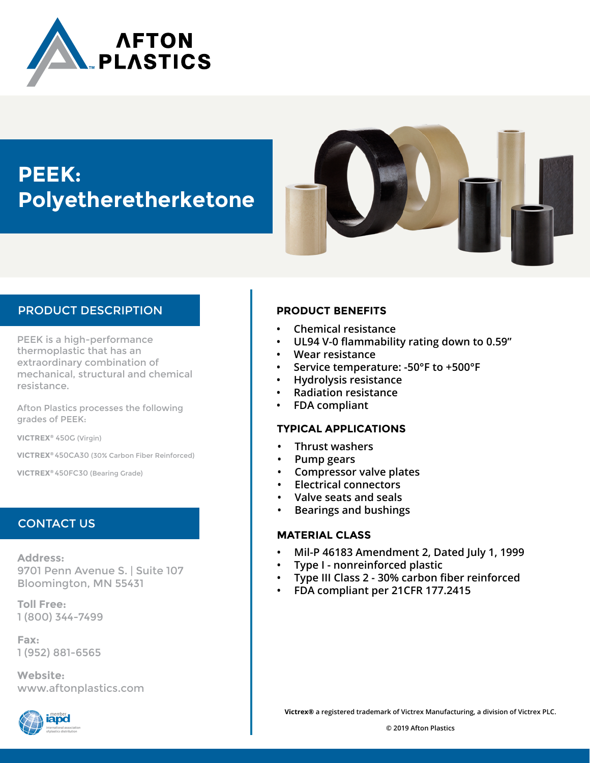# PEEK: Polyetheretherketone

## PRODUCT DESCRIPTION

PEEK is a high-performance thermoplastic that has an extraordinary combination of mechanical, structural and chemical resistance.

Afton Plastics processes the following grades of PEEK:

**VICTREX®** 450G (Virgin)

**VICTREX®** 450CA30 (30% Carbon Fiber Reinforced)

**VICTREX®** 450FC30 (Bearing Grade)

## CONTACT US

**Address:**
9701 Penn Avenue S. | Suite 107
Bloomington, MN 55431

**Toll Free:**
1 (800) 344-7499

**Fax:**
1 (952) 881-6565

**Website:**
www.aftonplastics.com

## PRODUCT BENEFITS

- Chemical resistance
- UL94 V-0 flammability rating down to 0.59"
- Wear resistance
- Service temperature: -50°F to +500°F
- Hydrolysis resistance
- Radiation resistance
- FDA compliant

## TYPICAL APPLICATIONS

- Thrust washers
- Pump gears
- Compressor valve plates
- Electrical connectors
- Valve seats and seals
- Bearings and bushings

## MATERIAL CLASS

- Mil-P 46183 Amendment 2, Dated July 1, 1999
- Type I - nonreinforced plastic
- Type III Class 2 - 30% carbon fiber reinforced
- FDA compliant per 21CFR 177.2415

**Victrex®** a registered trademark of Victrex Manufacturing, a division of Victrex PLC.

© 2019 Afton Plastics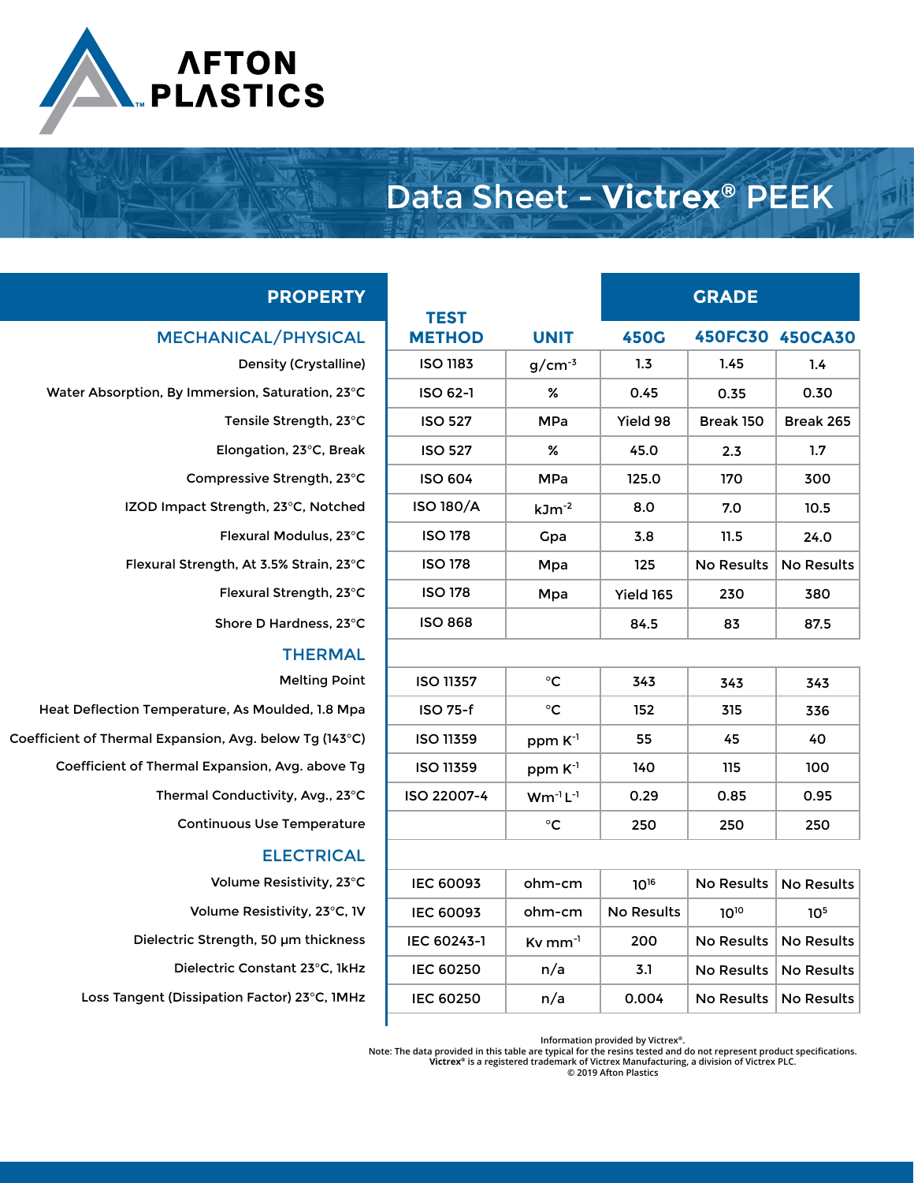AFTON PLASTICS

# Data Sheet - Victrex® PEEK

| PROPERTY | TEST METHOD | UNIT | GRADE | | |
|---|---|---|---|---|---|
| | | | 450G | 450FC30 | 450CA30 |
| **MECHANICAL/PHYSICAL** | | | | | |
| Density (Crystalline) | ISO 1183 | $g/cm^{-3}$ | 1.3 | 1.45 | 1.4 |
| Water Absorption, By Immersion, Saturation, 23°C | ISO 62-1 | % | 0.45 | 0.35 | 0.30 |
| Tensile Strength, 23°C | ISO 527 | MPa | Yield 98 | Break 150 | Break 265 |
| Elongation, 23°C, Break | ISO 527 | % | 45.0 | 2.3 | 1.7 |
| Compressive Strength, 23°C | ISO 604 | MPa | 125.0 | 170 | 300 |
| IZOD Impact Strength, 23°C, Notched | ISO 180/A | $kJm^{-2}$ | 8.0 | 7.0 | 10.5 |
| Flexural Modulus, 23°C | ISO 178 | Gpa | 3.8 | 11.5 | 24.0 |
| Flexural Strength, At 3.5% Strain, 23°C | ISO 178 | Mpa | 125 | No Results | No Results |
| Flexural Strength, 23°C | ISO 178 | Mpa | Yield 165 | 230 | 380 |
| Shore D Hardness, 23°C | ISO 868 | | 84.5 | 83 | 87.5 |
| **THERMAL** | | | | | |
| Melting Point | ISO 11357 | °C | 343 | 343 | 343 |
| Heat Deflection Temperature, As Moulded, 1.8 Mpa | ISO 75-f | °C | 152 | 315 | 336 |
| Coefficient of Thermal Expansion, Avg. below Tg (143°C) | ISO 11359 | $ppm\ K^{-1}$ | 55 | 45 | 40 |
| Coefficient of Thermal Expansion, Avg. above Tg | ISO 11359 | $ppm\ K^{-1}$ | 140 | 115 | 100 |
| Thermal Conductivity, Avg., 23°C | ISO 22007-4 | $Wm^{-1}L^{-1}$ | 0.29 | 0.85 | 0.95 |
| Continuous Use Temperature | | °C | 250 | 250 | 250 |
| **ELECTRICAL** | | | | | |
| Volume Resistivity, 23°C | IEC 60093 | ohm-cm | $10^{16}$ | No Results | No Results |
| Volume Resistivity, 23°C, 1V | IEC 60093 | ohm-cm | No Results | $10^{10}$ | $10^{5}$ |
| Dielectric Strength, 50 µm thickness | IEC 60243-1 | $Kv\ mm^{-1}$ | 200 | No Results | No Results |
| Dielectric Constant 23°C, 1kHz | IEC 60250 | n/a | 3.1 | No Results | No Results |
| Loss Tangent (Dissipation Factor) 23°C, 1MHz | IEC 60250 | n/a | 0.004 | No Results | No Results |

Information provided by Victrex®.
Note: The data provided in this table are typical for the resins tested and do not represent product specifications.
**Victrex®** is a registered trademark of Victrex Manufacturing, a division of Victrex PLC.
© 2019 Afton Plastics